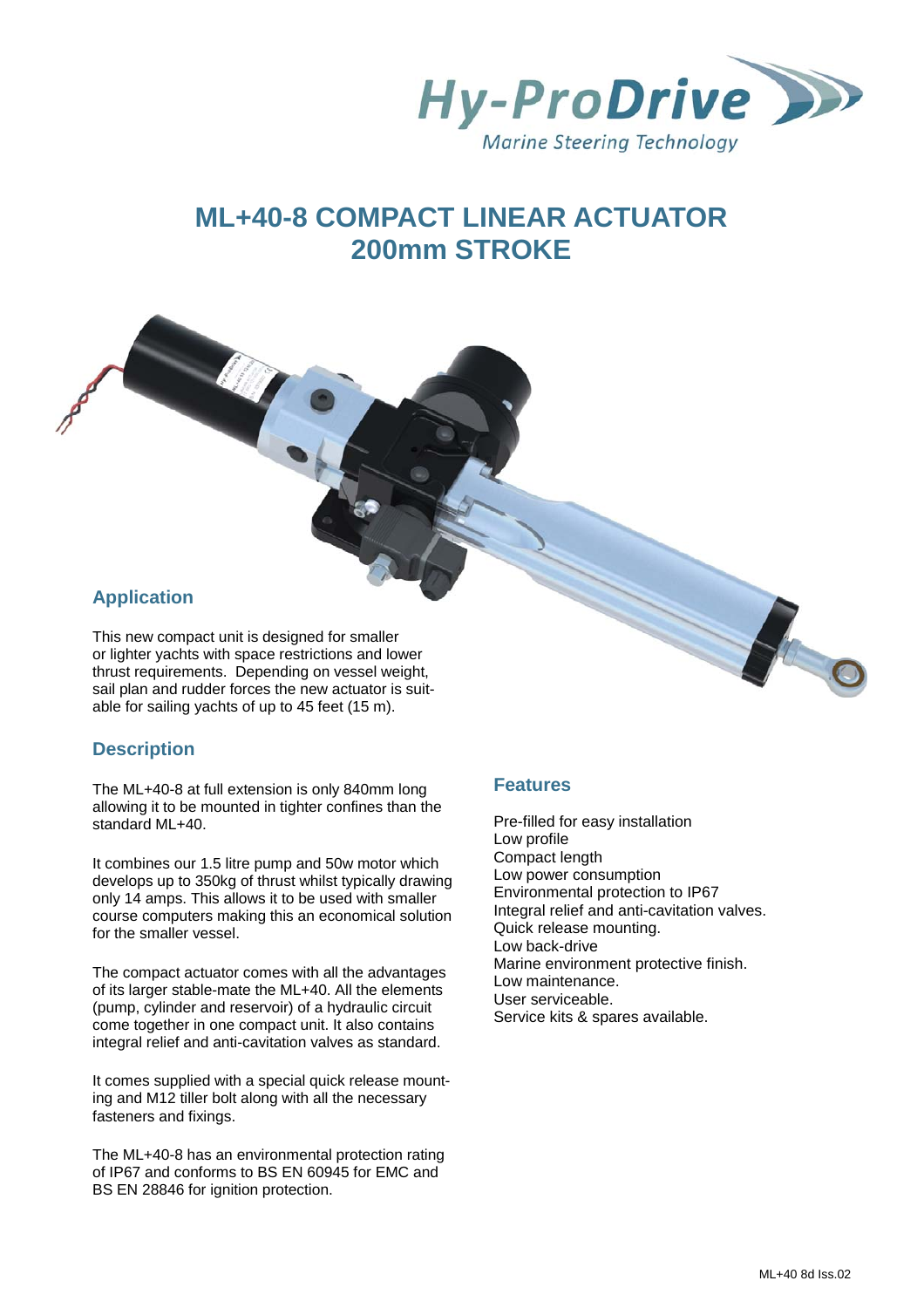Hy-ProDrive
Marine Steering Technology

# ML+40-8 COMPACT LINEAR ACTUATOR 200mm STROKE

## Application

This new compact unit is designed for smaller or lighter yachts with space restrictions and lower thrust requirements. Depending on vessel weight, sail plan and rudder forces the new actuator is suitable for sailing yachts of up to 45 feet (15 m).

## Description

The ML+40-8 at full extension is only 840mm long allowing it to be mounted in tighter confines than the standard ML+40.

It combines our 1.5 litre pump and 50w motor which develops up to 350kg of thrust whilst typically drawing only 14 amps. This allows it to be used with smaller course computers making this an economical solution for the smaller vessel.

The compact actuator comes with all the advantages of its larger stable-mate the ML+40. All the elements (pump, cylinder and reservoir) of a hydraulic circuit come together in one compact unit. It also contains integral relief and anti-cavitation valves as standard.

It comes supplied with a special quick release mounting and M12 tiller bolt along with all the necessary fasteners and fixings.

The ML+40-8 has an environmental protection rating of IP67 and conforms to BS EN 60945 for EMC and BS EN 28846 for ignition protection.

## Features

Pre-filled for easy installation
Low profile
Compact length
Low power consumption
Environmental protection to IP67
Integral relief and anti-cavitation valves.
Quick release mounting.
Low back-drive
Marine environment protective finish.
Low maintenance.
User serviceable.
Service kits & spares available.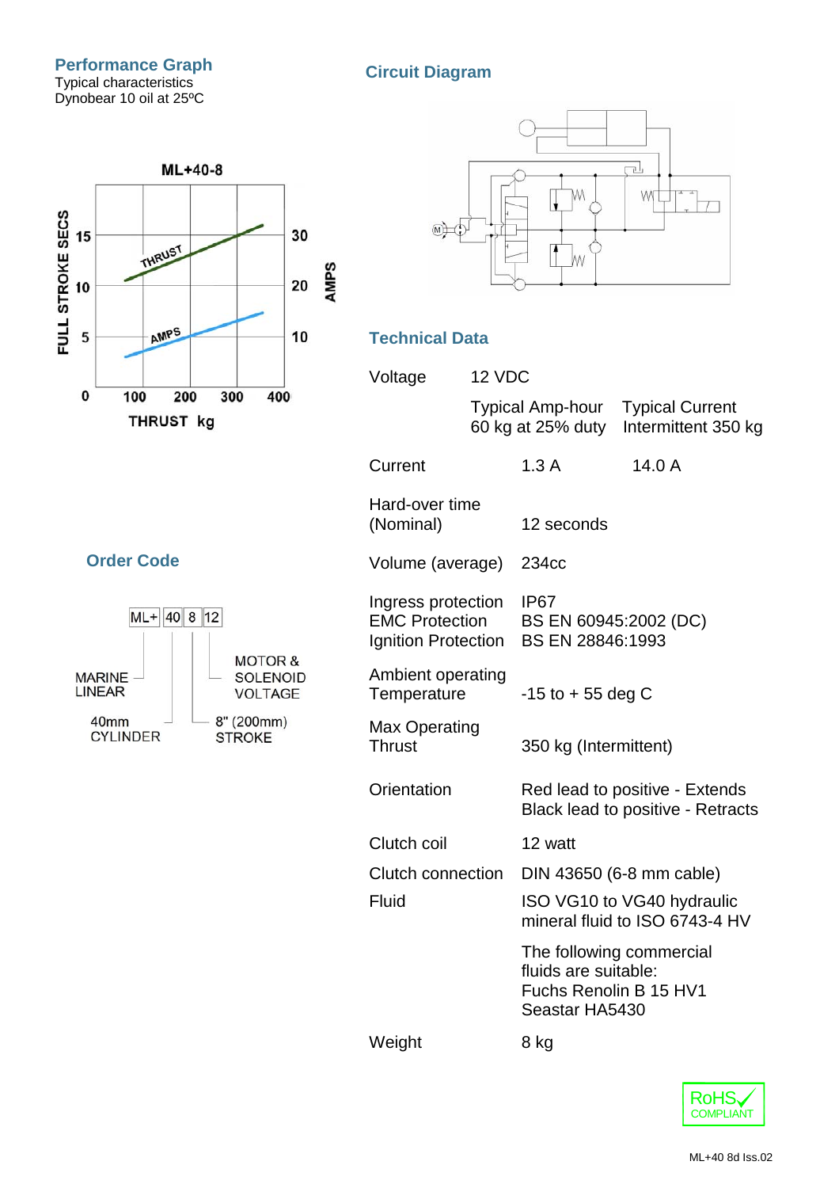## Performance Graph

Typical characteristics
Dynobear 10 oil at 25ºC

ML+40-8

FULL STROKE SECS 0 5 10 15
THRUST kg 100 200 300 400
AMPS 10 20 30
THRUST
AMPS

## Circuit Diagram

## Order Code

ML+ | 40 | 8 | 12

MARINE LINEAR
40mm CYLINDER
8" (200mm) STROKE
MOTOR & SOLENOID VOLTAGE

## Technical Data

| | | |
|---|---|---|
| Voltage | 12 VDC | |
| | Typical Amp-hour 60 kg at 25% duty | Typical Current Intermittent 350 kg |
| Current | 1.3 A | 14.0 A |
| Hard-over time (Nominal) | 12 seconds | |
| Volume (average) | 234cc | |
| Ingress protection | IP67 | |
| EMC Protection | BS EN 60945:2002 (DC) | |
| Ignition Protection | BS EN 28846:1993 | |
| Ambient operating Temperature | -15 to + 55 deg C | |
| Max Operating Thrust | 350 kg (Intermittent) | |
| Orientation | Red lead to positive - Extends<br>Black lead to positive - Retracts | |
| Clutch coil | 12 watt | |
| Clutch connection | DIN 43650 (6-8 mm cable) | |
| Fluid | ISO VG10 to VG40 hydraulic mineral fluid to ISO 6743-4 HV<br><br>The following commercial fluids are suitable:<br>Fuchs Renolin B 15 HV1<br>Seastar HA5430 | |
| Weight | 8 kg | |

RoHS COMPLIANT

ML+40 8d Iss.02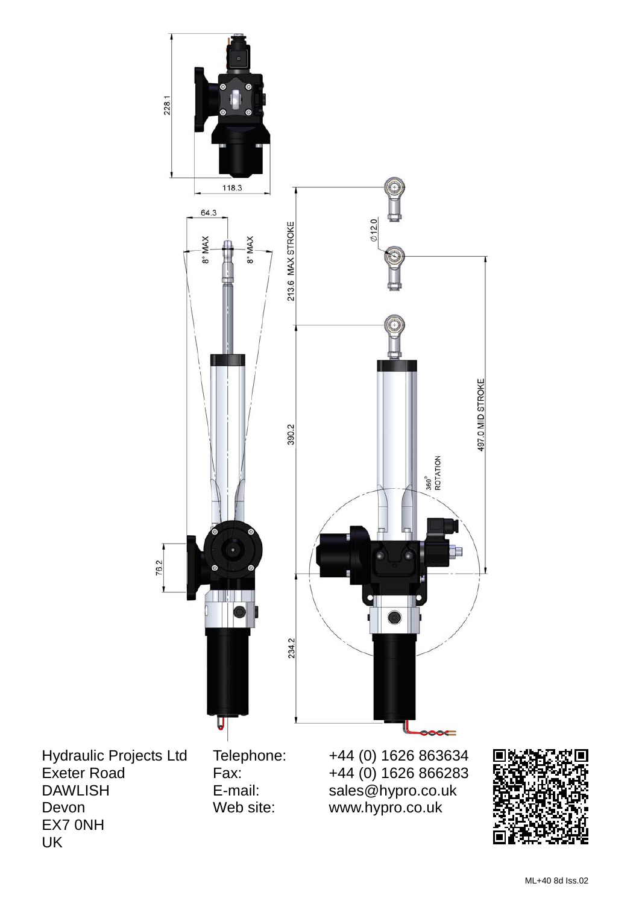228.1

118.3

64.3

8° MAX

8° MAX

213.6 MAX STROKE

Ø12.0

497.0 MID STROKE

390.2

360° ROTATION

76.2

234.2

Hydraulic Projects Ltd
Exeter Road
DAWLISH
Devon
EX7 0NH
UK

| | |
|---|---|
| Telephone: | +44 (0) 1626 863634 |
| Fax: | +44 (0) 1626 866283 |
| E-mail: | sales@hypro.co.uk |
| Web site: | www.hypro.co.uk |

ML+40 8d Iss.02